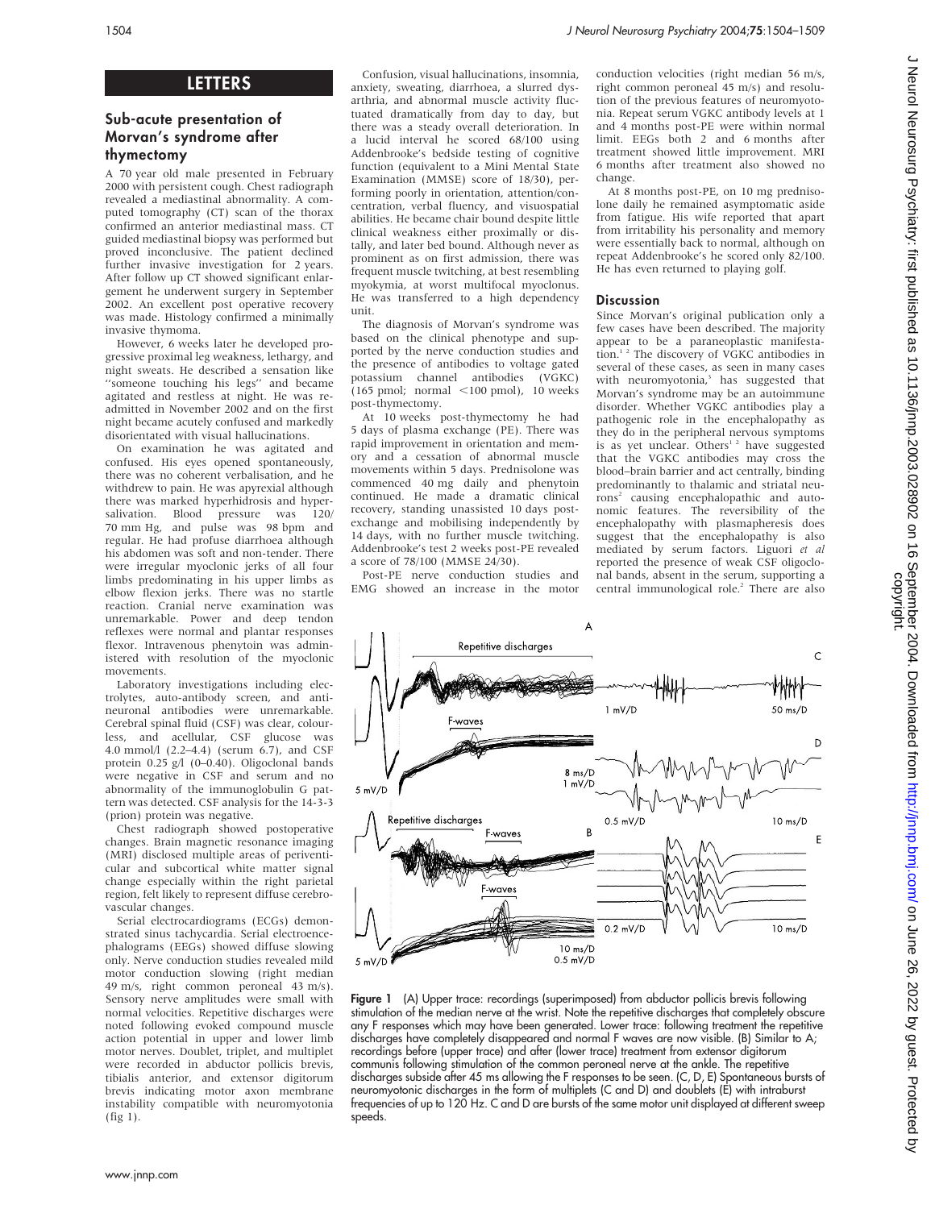# LETTERS

## Sub-acute presentation of Morvan's syndrome after thymectomy

A 70 year old male presented in February 2000 with persistent cough. Chest radiograph revealed a mediastinal abnormality. A computed tomography (CT) scan of the thorax confirmed an anterior mediastinal mass. CT guided mediastinal biopsy was performed but proved inconclusive. The patient declined further invasive investigation for 2 years. After follow up CT showed significant enlargement he underwent surgery in September 2002. An excellent post operative recovery was made. Histology confirmed a minimally invasive thymoma.

However, 6 weeks later he developed progressive proximal leg weakness, lethargy, and night sweats. He described a sensation like ''someone touching his legs'' and became agitated and restless at night. He was readmitted in November 2002 and on the first night became acutely confused and markedly disorientated with visual hallucinations.

On examination he was agitated and confused. His eyes opened spontaneously, there was no coherent verbalisation, and he withdrew to pain. He was apyrexial although there was marked hyperhidrosis and hypersalivation. Blood pressure was 120/70 mm Hg, and pulse was 98 bpm and regular. He had profuse diarrhoea although his abdomen was soft and non-tender. There were irregular myoclonic jerks of all four limbs predominating in his upper limbs as elbow flexion jerks. There was no startle reaction. Cranial nerve examination was unremarkable. Power and deep tendon reflexes were normal and plantar responses flexor. Intravenous phenytoin was administered with resolution of the myoclonic movements.

Laboratory investigations including electrolytes, auto-antibody screen, and antineuronal antibodies were unremarkable. Cerebral spinal fluid (CSF) was clear, colourless, and acellular, CSF glucose was 4.0 mmol/l (2.2–4.4) (serum 6.7), and CSF protein 0.25 g/l (0–0.40). Oligoclonal bands were negative in CSF and serum and no abnormality of the immunoglobulin G pattern was detected. CSF analysis for the 14-3-3 (prion) protein was negative.

Chest radiograph showed postoperative changes. Brain magnetic resonance imaging (MRI) disclosed multiple areas of periventricular and subcortical white matter signal change especially within the right parietal region, felt likely to represent diffuse cerebrovascular changes.

Serial electrocardiograms (ECGs) demonstrated sinus tachycardia. Serial electroencephalograms (EEGs) showed diffuse slowing only. Nerve conduction studies revealed mild motor conduction slowing (right median 49 m/s, right common peroneal 43 m/s). Sensory nerve amplitudes were small with normal velocities. Repetitive discharges were noted following evoked compound muscle action potential in upper and lower limb motor nerves. Doublet, triplet, and multiplet were recorded in abductor pollicis brevis, tibialis anterior, and extensor digitorum brevis indicating motor axon membrane instability compatible with neuromyotonia (fig 1).

Confusion, visual hallucinations, insomnia, anxiety, sweating, diarrhoea, a slurred dysarthria, and abnormal muscle activity fluctuated dramatically from day to day, but there was a steady overall deterioration. In a lucid interval he scored 68/100 using Addenbrooke's bedside testing of cognitive function (equivalent to a Mini Mental State Examination (MMSE) score of 18/30), performing poorly in orientation, attention/concentration, verbal fluency, and visuospatial abilities. He became chair bound despite little clinical weakness either proximally or distally, and later bed bound. Although never as prominent as on first admission, there was frequent muscle twitching, at best resembling myokymia, at worst multifocal myoclonus. He was transferred to a high dependency unit.

The diagnosis of Morvan's syndrome was based on the clinical phenotype and supported by the nerve conduction studies and the presence of antibodies to voltage gated potassium channel antibodies (VGKC) (165 pmol; normal <100 pmol), 10 weeks post-thymectomy.

At 10 weeks post-thymectomy he had 5 days of plasma exchange (PE). There was rapid improvement in orientation and memory and a cessation of abnormal muscle movements within 5 days. Prednisolone was commenced 40 mg daily and phenytoin continued. He made a dramatic clinical recovery, standing unassisted 10 days post-exchange and mobilising independently by 14 days, with no further muscle twitching. Addenbrooke's test 2 weeks post-PE revealed a score of 78/100 (MMSE 24/30).

Post-PE nerve conduction studies and EMG showed an increase in the motor conduction velocities (right median 56 m/s, right common peroneal 45 m/s) and resolution of the previous features of neuromyotonia. Repeat serum VGKC antibody levels at 1 and 4 months post-PE were within normal limit. EEGs both 2 and 6 months after treatment showed little improvement. MRI 6 months after treatment also showed no change.

At 8 months post-PE, on 10 mg prednisolone daily he remained asymptomatic aside from fatigue. His wife reported that apart from irritability his personality and memory were essentially back to normal, although on repeat Addenbrooke's he scored only 82/100. He has even returned to playing golf.

### Discussion

Since Morvan's original publication only a few cases have been described. The majority appear to be a paraneoplastic manifestation.[1 2] The discovery of VGKC antibodies in several of these cases, as seen in many cases with neuromyotonia,[3] has suggested that Morvan's syndrome may be an autoimmune disorder. Whether VGKC antibodies play a pathogenic role in the encephalopathy as they do in the peripheral nervous symptoms is as yet unclear. Others[1 2] have suggested that the VGKC antibodies may cross the blood–brain barrier and act centrally, binding predominantly to thalamic and striatal neurons[2] causing encephalopathic and autonomic features. The reversibility of the encephalopathy with plasmapheresis does suggest that the encephalopathy is also mediated by serum factors. Liguori *et al* reported the presence of weak CSF oligoclonal bands, absent in the serum, supporting a central immunological role.[2] There are also

A
Repetitive discharges
F-waves
5 mV/D
8 ms/D
1 mV/D
Repetitive discharges
F-waves
B
F-waves
5 mV/D
10 ms/D
0.5 mV/D
C
1 mV/D
50 ms/D
D
0.5 mV/D
10 ms/D
E
0.2 mV/D
10 ms/D

**Figure 1** (A) Upper trace: recordings (superimposed) from abductor pollicis brevis following stimulation of the median nerve at the wrist. Note the repetitive discharges that completely obscure any F responses which may have been generated. Lower trace: following treatment the repetitive discharges have completely disappeared and normal F waves are now visible. (B) Similar to A; recordings before (upper trace) and after (lower trace) treatment from extensor digitorum communis following stimulation of the common peroneal nerve at the ankle. The repetitive discharges subside after 45 ms allowing the F responses to be seen. (C, D, E) Spontaneous bursts of neuromyotonic discharges in the form of multiplets (C and D) and doublets (E) with intraburst frequencies of up to 120 Hz. C and D are bursts of the same motor unit displayed at different sweep speeds.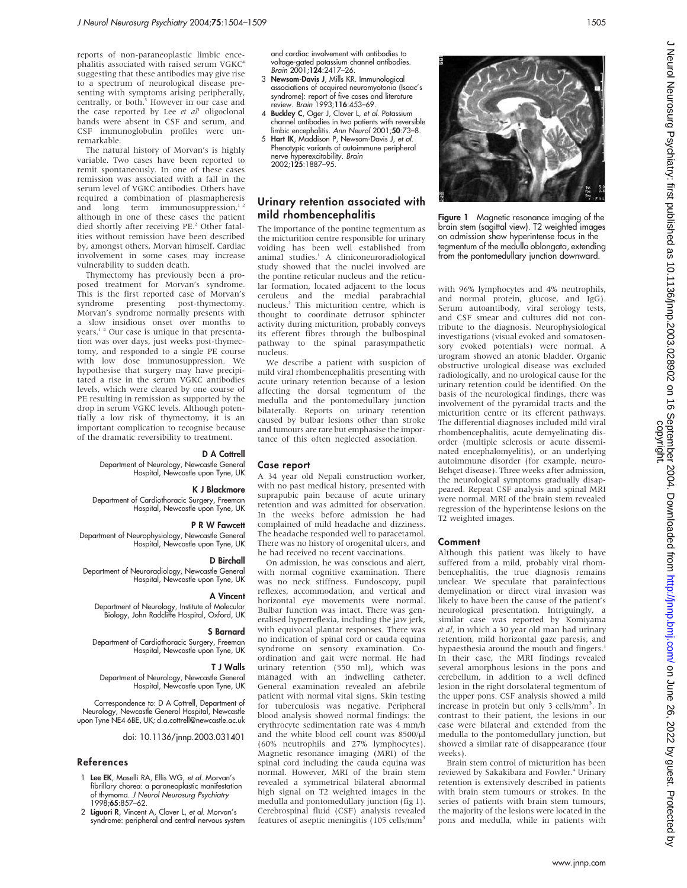reports of non-paraneoplastic limbic encephalitis associated with raised serum VGKC[4] suggesting that these antibodies may give rise to a spectrum of neurological disease presenting with symptoms arising peripherally, centrally, or both.[5] However in our case and the case reported by Lee *et al*[1] oligoclonal bands were absent in CSF and serum, and CSF immunoglobulin profiles were unremarkable.

The natural history of Morvan's is highly variable. Two cases have been reported to remit spontaneously. In one of these cases remission was associated with a fall in the serum level of VGKC antibodies. Others have required a combination of plasmapheresis and long term immunosuppression,[1 2] although in one of these cases the patient died shortly after receiving PE.[2] Other fatalities without remission have been described by, amongst others, Morvan himself. Cardiac involvement in some cases may increase vulnerability to sudden death.

Thymectomy has previously been a proposed treatment for Morvan's syndrome. This is the first reported case of Morvan's syndrome presenting post-thymectomy. Morvan's syndrome normally presents with a slow insidious onset over months to years.[1 2] Our case is unique in that presentation was over days, just weeks post-thymectomy, and responded to a single PE course with low dose immunosuppression. We hypothesise that surgery may have precipitated a rise in the serum VGKC antibodies levels, which were cleared by one course of PE resulting in remission as supported by the drop in serum VGKC levels. Although potentially a low risk of thymectomy, it is an important complication to recognise because of the dramatic reversibility to treatment.

**D A Cottrell**
Department of Neurology, Newcastle General Hospital, Newcastle upon Tyne, UK

**K J Blackmore**
Department of Cardiothoracic Surgery, Freeman Hospital, Newcastle upon Tyne, UK

**P R W Fawcett**
Department of Neurophysiology, Newcastle General Hospital, Newcastle upon Tyne, UK

**D Birchall**
Department of Neuroradiology, Newcastle General Hospital, Newcastle upon Tyne, UK

**A Vincent**
Department of Neurology, Institute of Molecular Biology, John Radcliffe Hospital, Oxford, UK

**S Barnard**
Department of Cardiothoracic Surgery, Freeman Hospital, Newcastle upon Tyne, UK

**T J Walls**
Department of Neurology, Newcastle General Hospital, Newcastle upon Tyne, UK

Correspondence to: D A Cottrell, Department of Neurology, Newcastle General Hospital, Newcastle upon Tyne NE4 6BE, UK; d.a.cottrell@newcastle.ac.uk

doi: 10.1136/jnnp.2003.031401

## References

1. **Lee EK**, Maselli RA, Ellis WG, *et al*. Morvan's fibrillary chorea: a paraneoplastic manifestation of thymoma. *J Neurol Neurosurg Psychiatry* 1998;**65**:857–62.
2. **Liguori R**, Vincent A, Clover L, *et al*. Morvan's syndrome: peripheral and central nervous system and cardiac involvement with antibodies to voltage-gated potassium channel antibodies. *Brain* 2001;**124**:2417–26.
3. **Newsom-Davis J**, Mills KR. Immunological associations of acquired neuromyotonia (Isaac's syndrome): report of five cases and literature review. *Brain* 1993;**116**:453–69.
4. **Buckley C**, Oger J, Clover L, *et al*. Potassium channel antibodies in two patients with reversible limbic encephalitis. *Ann Neurol* 2001;**50**:73–8.
5. **Hart IK**, Maddison P, Newsom-Davis J, *et al*. Phenotypic variants of autoimmune peripheral nerve hyperexcitability. *Brain* 2002;**125**:1887–95.

## Urinary retention associated with mild rhombencephalitis

The importance of the pontine tegmentum as the micturition centre responsible for urinary voiding has been well established from animal studies.[1] A cliniconeuroradiological study showed that the nuclei involved are the pontine reticular nucleus and the reticular formation, located adjacent to the locus ceruleus and the medial parabrachial nucleus.[2] This micturition centre, which is thought to coordinate detrusor sphincter activity during micturition, probably conveys its efferent fibres through the bulbospinal pathway to the spinal parasympathetic nucleus.

We describe a patient with suspicion of mild viral rhombencephalitis presenting with acute urinary retention because of a lesion affecting the dorsal tegmentum of the medulla and the pontomedullary junction bilaterally. Reports on urinary retention caused by bulbar lesions other than stroke and tumours are rare but emphasise the importance of this often neglected association.

### Case report

A 34 year old Nepali construction worker, with no past medical history, presented with suprapubic pain because of acute urinary retention and was admitted for observation. In the weeks before admission he had complained of mild headache and dizziness. The headache responded well to paracetamol. There was no history of orogenital ulcers, and he had received no recent vaccinations.

On admission, he was conscious and alert, with normal cognitive examination. There was no neck stiffness. Fundoscopy, pupil reflexes, accommodation, and vertical and horizontal eye movements were normal. Bulbar function was intact. There was generalised hyperreflexia, including the jaw jerk, with equivocal plantar responses. There was no indication of spinal cord or cauda equina syndrome on sensory examination. Coordination and gait were normal. He had urinary retention (550 ml), which was managed with an indwelling catheter. General examination revealed an afebrile patient with normal vital signs. Skin testing for tuberculosis was negative. Peripheral blood analysis showed normal findings: the erythrocyte sedimentation rate was 4 mm/h and the white blood cell count was 8500/μl (60% neutrophils and 27% lymphocytes). Magnetic resonance imaging (MRI) of the spinal cord including the cauda equina was normal. However, MRI of the brain stem revealed a symmetrical bilateral abnormal high signal on T2 weighted images in the medulla and pontomedullary junction (fig 1). Cerebrospinal fluid (CSF) analysis revealed features of aseptic meningitis (105 cells/mm$^3$ with 96% lymphocytes and 4% neutrophils, and normal protein, glucose, and IgG). Serum autoantibody, viral serology tests, and CSF smear and cultures did not contribute to the diagnosis. Neurophysiological investigations (visual evoked and somatosensory evoked potentials) were normal. A urogram showed an atonic bladder. Organic obstructive urological disease was excluded radiologically, and no urological cause for the urinary retention could be identified. On the basis of the neurological findings, there was involvement of the pyramidal tracts and the micturition centre or its efferent pathways. The differential diagnoses included mild viral rhombencephalitis, acute demyelinating disorder (multiple sclerosis or acute disseminated encephalomyelitis), or an underlying autoimmune disorder (for example, neuro-Behçet disease). Three weeks after admission, the neurological symptoms gradually disappeared. Repeat CSF analysis and spinal MRI were normal. MRI of the brain stem revealed regression of the hyperintense lesions on the T2 weighted images.

**Figure 1** Magnetic resonance imaging of the brain stem (sagittal view). T2 weighted images on admission show hyperintense focus in the tegmentum of the medulla oblongata, extending from the pontomedullary junction downward.

### Comment

Although this patient was likely to have suffered from a mild, probably viral rhombencephalitis, the true diagnosis remains unclear. We speculate that parainfectious demyelination or direct viral invasion was likely to have been the cause of the patient's neurological presentation. Intriguingly, a similar case was reported by Komiyama *et al*, in which a 30 year old man had urinary retention, mild horizontal gaze paresis, and hypaesthesia around the mouth and fingers.[3] In their case, the MRI findings revealed several amorphous lesions in the pons and cerebellum, in addition to a well defined lesion in the right dorsolateral tegmentum of the upper pons. CSF analysis showed a mild increase in protein but only 3 cells/mm$^3$. In contrast to their patient, the lesions in our case were bilateral and extended from the medulla to the pontomedullary junction, but showed a similar rate of disappearance (four weeks).

Brain stem control of micturition has been reviewed by Sakakibara and Fowler.[4] Urinary retention is extensively described in patients with brain stem tumours or strokes. In the series of patients with brain stem tumours, the majority of the lesions were located in the pons and medulla, while in patients with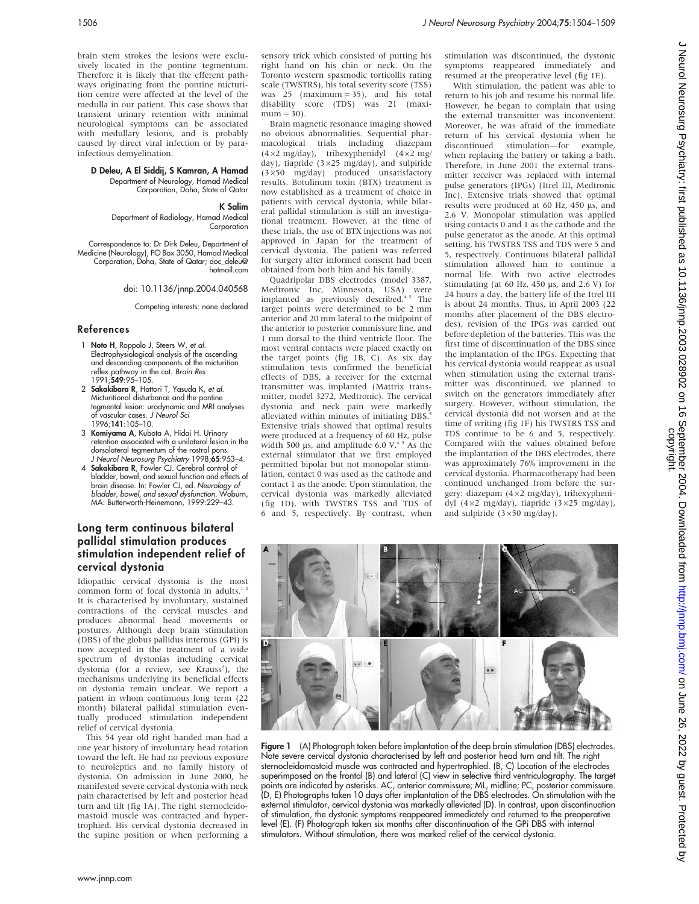brain stem strokes the lesions were exclusively located in the pontine tegmentum. Therefore it is likely that the efferent pathways originating from the pontine micturition centre were affected at the level of the medulla in our patient. This case shows that transient urinary retention with minimal neurological symptoms can be associated with medullary lesions, and is probably caused by direct viral infection or by parainfectious demyelination.

**D Deleu, A El Siddij, S Kamran, A Hamad**
Department of Neurology, Hamad Medical Corporation, Doha, State of Qatar

**K Salim**
Department of Radiology, Hamad Medical Corporation

Correspondence to: Dr Dirk Deleu, Department of Medicine (Neurology), PO Box 3050, Hamad Medical Corporation, Doha, State of Qatar; doc_deleu@hotmail.com

doi: 10.1136/jnnp.2004.040568

Competing interests: none declared

## References

1. **Noto H**, Roppolo J, Steers W, *et al*. Electrophysiological analysis of the ascending and descending components of the micturition reflex pathway in the cat. *Brain Res* 1991;**549**:95–105.
2. **Sakakibara R**, Hattori T, Yasuda K, *et al*. Micturitional disturbance and the pontine tegmental lesion: urodynamic and MRI analyses of vascular cases. *J Neurol Sci* 1996;**141**:105–10.
3. **Komiyama A**, Kubota A, Hidai H. Urinary retention associated with a unilateral lesion in the dorsolateral tegmentum of the rostral pons. *J Neurol Neurosurg Psychiatry* 1998;**65**:953–4.
4. **Sakakibara R**, Fowler CJ. Cerebral control of bladder, bowel, and sexual function and effects of brain disease. In: Fowler CJ, ed. *Neurology of bladder, bowel, and sexual dysfunction*. Woburn, MA: Butterworth-Heinemann, 1999:229–43.

## Long term continuous bilateral pallidal stimulation produces stimulation independent relief of cervical dystonia

Idiopathic cervical dystonia is the most common form of focal dystonia in adults.[1 2] It is characterised by involuntary, sustained contractions of the cervical muscles and produces abnormal head movements or postures. Although deep brain stimulation (DBS) of the globus pallidus internus (GPi) is now accepted in the treatment of a wide spectrum of dystonias including cervical dystonia (for a review, see Krauss[3]), the mechanisms underlying its beneficial effects on dystonia remain unclear. We report a patient in whom continuous long term (22 month) bilateral pallidal stimulation eventually produced stimulation independent relief of cervical dystonia.

This 54 year old right handed man had a one year history of involuntary head rotation toward the left. He had no previous exposure to neuroleptics and no family history of dystonia. On admission in June 2000, he manifested severe cervical dystonia with neck pain characterised by left and posterior head turn and tilt (fig 1A). The right sternocleidomastoid muscle was contracted and hypertrophied. His cervical dystonia decreased in the supine position or when performing a sensory trick which consisted of putting his right hand on his chin or neck. On the Toronto western spasmodic torticollis rating scale (TWSTRS), his total severity score (TSS) was 25 (maximum = 35), and his total disability score (TDS) was 21 (maximum = 30).

Brain magnetic resonance imaging showed no obvious abnormalities. Sequential pharmacological trials including diazepam (4×2 mg/day), trihexyphenidyl (4×2 mg/day), tiapride (3×25 mg/day), and sulpiride (3×50 mg/day) produced unsatisfactory results. Botulinum toxin (BTX) treatment is now established as a treatment of choice in patients with cervical dystonia, while bilateral pallidal stimulation is still an investigational treatment. However, at the time of these trials, the use of BTX injections was not approved in Japan for the treatment of cervical dystonia. The patient was referred for surgery after informed consent had been obtained from both him and his family.

Quadripolar DBS electrodes (model 3387, Medtronic Inc, Minnesota, USA) were implanted as previously described.[4 5] The target points were determined to be 2 mm anterior and 20 mm lateral to the midpoint of the anterior to posterior commissure line, and 1 mm dorsal to the third ventricle floor. The most ventral contacts were placed exactly on the target points (fig 1B, C). As six day stimulation tests confirmed the beneficial effects of DBS, a receiver for the external transmitter was implanted (Mattrix transmitter, model 3272, Medtronic). The cervical dystonia and neck pain were markedly alleviated within minutes of initiating DBS.[4] Extensive trials showed that optimal results were produced at a frequency of 60 Hz, pulse width 500 μs, and amplitude 6.0 V.[4 5] As the external stimulator that we first employed permitted bipolar but not monopolar stimulation, contact 0 was used as the cathode and contact 1 as the anode. Upon stimulation, the cervical dystonia was markedly alleviated (fig 1D), with TWSTRS TSS and TDS of 6 and 5, respectively. By contrast, when stimulation was discontinued, the dystonic symptoms reappeared immediately and resumed at the preoperative level (fig 1E).

With stimulation, the patient was able to return to his job and resume his normal life. However, he began to complain that using the external transmitter was inconvenient. Moreover, he was afraid of the immediate return of his cervical dystonia when he discontinued stimulation—for example, when replacing the battery or taking a bath. Therefore, in June 2001 the external transmitter receiver was replaced with internal pulse generators (IPGs) (Itrel III, Medtronic Inc). Extensive trials showed that optimal results were produced at 60 Hz, 450 μs, and 2.6 V. Monopolar stimulation was applied using contacts 0 and 1 as the cathode and the pulse generator as the anode. At this optimal setting, his TWSTRS TSS and TDS were 5 and 5, respectively. Continuous bilateral pallidal stimulation allowed him to continue a normal life. With two active electrodes stimulating (at 60 Hz, 450 μs, and 2.6 V) for 24 hours a day, the battery life of the Itrel III is about 24 months. Thus, in April 2003 (22 months after placement of the DBS electrodes), revision of the IPGs was carried out before depletion of the batteries. This was the first time of discontinuation of the DBS since the implantation of the IPGs. Expecting that his cervical dystonia would reappear as usual when stimulation using the external transmitter was discontinued, we planned to switch on the generators immediately after surgery. However, without stimulation, the cervical dystonia did not worsen and at the time of writing (fig 1F) his TWSTRS TSS and TDS continue to be 6 and 5, respectively. Compared with the values obtained before the implantation of the DBS electrodes, there was approximately 76% improvement in the cervical dystonia. Pharmacotherapy had been continued unchanged from before the surgery: diazepam (4×2 mg/day), trihexyphenidyl (4×2 mg/day), tiapride (3×25 mg/day), and sulpiride (3×50 mg/day).

**Figure 1** (A) Photograph taken before implantation of the deep brain stimulation (DBS) electrodes. Note severe cervical dystonia characterised by left and posterior head turn and tilt. The right sternocleidomastoid muscle was contracted and hypertrophied. (B, C) Location of the electrodes superimposed on the frontal (B) and lateral (C) view in selective third ventriculography. The target points are indicated by asterisks. AC, anterior commissure; ML, midline; PC, posterior commissure. (D, E) Photographs taken 10 days after implantation of the DBS electrodes. On stimulation with the external stimulator, cervical dystonia was markedly alleviated (D). In contrast, upon discontinuation of stimulation, the dystonic symptoms reappeared immediately and returned to the preoperative level (E). (F) Photograph taken six months after discontinuation of the GPi DBS with internal stimulators. Without stimulation, there was marked relief of the cervical dystonia.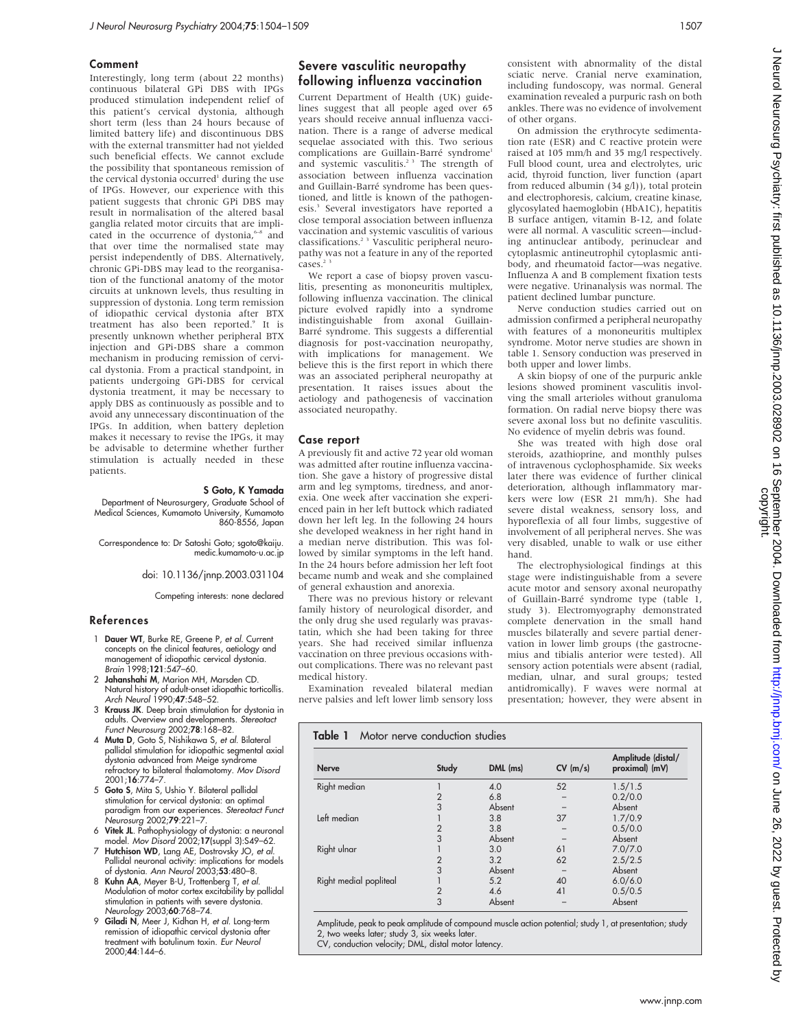### Comment

Interestingly, long term (about 22 months) continuous bilateral GPi DBS with IPGs produced stimulation independent relief of this patient's cervical dystonia, although short term (less than 24 hours because of limited battery life) and discontinuous DBS with the external transmitter had not yielded such beneficial effects. We cannot exclude the possibility that spontaneous remission of the cervical dystonia occurred[1] during the use of IPGs. However, our experience with this patient suggests that chronic GPi DBS may result in normalisation of the altered basal ganglia related motor circuits that are implicated in the occurrence of dystonia,[6–8] and that over time the normalised state may persist independently of DBS. Alternatively, chronic GPi-DBS may lead to the reorganisation of the functional anatomy of the motor circuits at unknown levels, thus resulting in suppression of dystonia. Long term remission of idiopathic cervical dystonia after BTX treatment has also been reported.[9] It is presently unknown whether peripheral BTX injection and GPi-DBS share a common mechanism in producing remission of cervical dystonia. From a practical standpoint, in patients undergoing GPi-DBS for cervical dystonia treatment, it may be necessary to apply DBS as continuously as possible and to avoid any unnecessary discontinuation of the IPGs. In addition, when battery depletion makes it necessary to revise the IPGs, it may be advisable to determine whether further stimulation is actually needed in these patients.

**S Goto, K Yamada**

Department of Neurosurgery, Graduate School of Medical Sciences, Kumamoto University, Kumamoto 860-8556, Japan

Correspondence to: Dr Satoshi Goto; sgoto@kaiju.medic.kumamoto-u.ac.jp

doi: 10.1136/jnnp.2003.031104

Competing interests: none declared

### References

1. **Dauer WT**, Burke RE, Greene P, *et al*. Current concepts on the clinical features, aetiology and management of idiopathic cervical dystonia. *Brain* 1998;**121**:547–60.
2. **Jahanshahi M**, Marion MH, Marsden CD. Natural history of adult-onset idiopathic torticollis. *Arch Neurol* 1990;**47**:548–52.
3. **Krauss JK**. Deep brain stimulation for dystonia in adults. Overview and developments. *Stereotact Funct Neurosurg* 2002;**78**:168–82.
4. **Muta D**, Goto S, Nishikawa S, *et al*. Bilateral pallidal stimulation for idiopathic segmental axial dystonia advanced from Meige syndrome refractory to bilateral thalamotomy. *Mov Disord* 2001;**16**:774–7.
5. **Goto S**, Mita S, Ushio Y. Bilateral pallidal stimulation for cervical dystonia: an optimal paradigm from our experiences. *Stereotact Funct Neurosurg* 2002;**79**:221–7.
6. **Vitek JL**. Pathophysiology of dystonia: a neuronal model. *Mov Disord* 2002;**17**(suppl 3):S49–62.
7. **Hutchison WD**, Lang AE, Dostrovsky JO, *et al*. Pallidal neuronal activity: implications for models of dystonia. *Ann Neurol* 2003;**53**:480–8.
8. **Kuhn AA**, Meyer B-U, Trottenberg T, *et al*. Modulation of motor cortex excitability by pallidal stimulation in patients with severe dystonia. *Neurology* 2003;**60**:768–74.
9. **Giladi N**, Meer J, Kidhan H, *et al*. Long-term remission of idiopathic cervical dystonia after treatment with botulinum toxin. *Eur Neurol* 2000;**44**:144–6.

## Severe vasculitic neuropathy following influenza vaccination

Current Department of Health (UK) guidelines suggest that all people aged over 65 years should receive annual influenza vaccination. There is a range of adverse medical sequelae associated with this. Two serious complications are Guillain-Barré syndrome[1] and systemic vasculitis.[2,3] The strength of association between influenza vaccination and Guillain-Barré syndrome has been questioned, and little is known of the pathogenesis.[3] Several investigators have reported a close temporal association between influenza vaccination and systemic vasculitis of various classifications.[2,3] Vasculitic peripheral neuropathy was not a feature in any of the reported cases.[2,3]

We report a case of biopsy proven vasculitis, presenting as mononeuritis multiplex, following influenza vaccination. The clinical picture evolved rapidly into a syndrome indistinguishable from axonal Guillain-Barré syndrome. This suggests a differential diagnosis for post-vaccination neuropathy, with implications for management. We believe this is the first report in which there was an associated peripheral neuropathy at presentation. It raises issues about the aetiology and pathogenesis of vaccination associated neuropathy.

### Case report

A previously fit and active 72 year old woman was admitted after routine influenza vaccination. She gave a history of progressive distal arm and leg symptoms, tiredness, and anorexia. One week after vaccination she experienced pain in her left buttock which radiated down her left leg. In the following 24 hours she developed weakness in her right hand in a median nerve distribution. This was followed by similar symptoms in the left hand. In the 24 hours before admission her left foot became numb and weak and she complained of general exhaustion and anorexia.

There was no previous history or relevant family history of neurological disorder, and the only drug she used regularly was pravastatin, which she had been taking for three years. She had received similar influenza vaccination on three previous occasions without complications. There was no relevant past medical history.

Examination revealed bilateral median nerve palsies and left lower limb sensory loss consistent with abnormality of the distal sciatic nerve. Cranial nerve examination, including fundoscopy, was normal. General examination revealed a purpuric rash on both ankles. There was no evidence of involvement of other organs.

On admission the erythrocyte sedimentation rate (ESR) and C reactive protein were raised at 105 mm/h and 35 mg/l respectively. Full blood count, urea and electrolytes, uric acid, thyroid function, liver function (apart from reduced albumin (34 g/l)), total protein and electrophoresis, calcium, creatine kinase, glycosylated haemoglobin (HbA1C), hepatitis B surface antigen, vitamin B-12, and folate were all normal. A vasculitic screen—including antinuclear antibody, perinuclear and cytoplasmic antineutrophil cytoplasmic antibody, and rheumatoid factor—was negative. Influenza A and B complement fixation tests were negative. Urinanalysis was normal. The patient declined lumbar puncture.

Nerve conduction studies carried out on admission confirmed a peripheral neuropathy with features of a mononeuritis multiplex syndrome. Motor nerve studies are shown in table 1. Sensory conduction was preserved in both upper and lower limbs.

A skin biopsy of one of the purpuric ankle lesions showed prominent vasculitis involving the small arterioles without granuloma formation. On radial nerve biopsy there was severe axonal loss but no definite vasculitis. No evidence of myelin debris was found.

She was treated with high dose oral steroids, azathioprine, and monthly pulses of intravenous cyclophosphamide. Six weeks later there was evidence of further clinical deterioration, although inflammatory markers were low (ESR 21 mm/h). She had severe distal weakness, sensory loss, and hyporeflexia of all four limbs, suggestive of involvement of all peripheral nerves. She was very disabled, unable to walk or use either hand.

The electrophysiological findings at this stage were indistinguishable from a severe acute motor and sensory axonal neuropathy of Guillain-Barré syndrome type (table 1, study 3). Electromyography demonstrated complete denervation in the small hand muscles bilaterally and severe partial denervation in lower limb groups (the gastrocnemius and tibialis anterior were tested). All sensory action potentials were absent (radial, median, ulnar, and sural groups; tested antidromically). F waves were normal at presentation; however, they were absent in

**Table 1** Motor nerve conduction studies

| Nerve | Study | DML (ms) | CV (m/s) | Amplitude (distal/proximal) (mV) |
|---|---|---|---|---|
| Right median | 1 | 4.0 | 52 | 1.5/1.5 |
| | 2 | 6.8 | – | 0.2/0.0 |
| | 3 | Absent | – | Absent |
| Left median | 1 | 3.8 | 37 | 1.7/0.9 |
| | 2 | 3.8 | – | 0.5/0.0 |
| | 3 | Absent | – | Absent |
| Right ulnar | 1 | 3.0 | 61 | 7.0/7.0 |
| | 2 | 3.2 | 62 | 2.5/2.5 |
| | 3 | Absent | – | Absent |
| Right medial popliteal | 1 | 5.2 | 40 | 6.0/6.0 |
| | 2 | 4.6 | 41 | 0.5/0.5 |
| | 3 | Absent | – | Absent |

Amplitude, peak to peak amplitude of compound muscle action potential; study 1, at presentation; study 2, two weeks later; study 3, six weeks later.
CV, conduction velocity; DML, distal motor latency.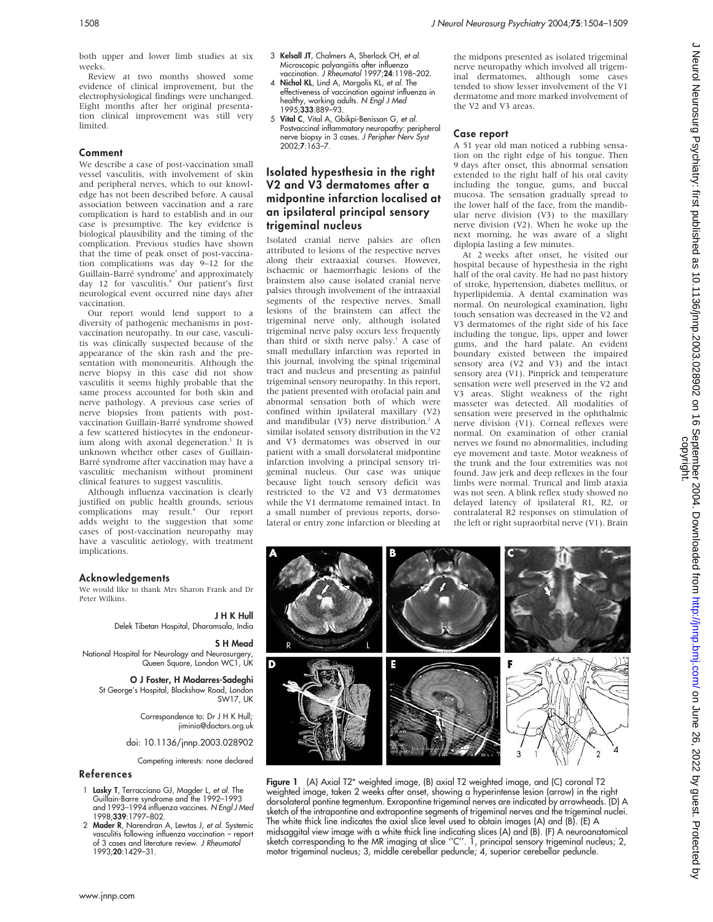both upper and lower limb studies at six weeks.

Review at two months showed some evidence of clinical improvement, but the electrophysiological findings were unchanged. Eight months after her original presentation clinical improvement was still very limited.

## Comment

We describe a case of post-vaccination small vessel vasculitis, with involvement of skin and peripheral nerves, which to our knowledge has not been described before. A causal association between vaccination and a rare complication is hard to establish and in our case is presumptive. The key evidence is biological plausibility and the timing of the complication. Previous studies have shown that the time of peak onset of post-vaccination complications was day 9–12 for the Guillain-Barré syndrome[1] and approximately day 12 for vasculitis.[4] Our patient's first neurological event occurred nine days after vaccination.

Our report would lend support to a diversity of pathogenic mechanisms in post-vaccination neuropathy. In our case, vasculitis was clinically suspected because of the appearance of the skin rash and the presentation with mononeuritis. Although the nerve biopsy in this case did not show vasculitis it seems highly probable that the same process accounted for both skin and nerve pathology. A previous case series of nerve biopsies from patients with post-vaccination Guillain-Barré syndrome showed a few scattered histiocytes in the endoneurium along with axonal degeneration.[5] It is unknown whether other cases of Guillain-Barré syndrome after vaccination may have a vasculitic mechanism without prominent clinical features to suggest vasculitis.

Although influenza vaccination is clearly justified on public health grounds, serious complications may result.[4] Our report adds weight to the suggestion that some cases of post-vaccination neuropathy may have a vasculitic aetiology, with treatment implications.

## Acknowledgements

We would like to thank Mrs Sharon Frank and Dr Peter Wilkins.

**J H K Hull**
Delek Tibetan Hospital, Dharamsala, India

**S H Mead**
National Hospital for Neurology and Neurosurgery, Queen Square, London WC1, UK

**O J Foster, H Modarres-Sadeghi**
St George's Hospital, Blackshaw Road, London SW17, UK

Correspondence to: Dr J H K Hull; jiminio@doctors.org.uk

doi: 10.1136/jnnp.2003.028902

Competing interests: none declared

## References

1. **Lasky T**, Terracciano GJ, Magder L, *et al*. The Guillain-Barre syndrome and the 1992–1993 and 1993–1994 influenza vaccines. *N Engl J Med* 1998;**339**:1797–802.
2. **Mader R**, Narendran A, Lewtas J, *et al*. Systemic vasculitis following influenza vaccination – report of 3 cases and literature review. *J Rheumatol* 1993;**20**:1429–31.
3. **Kelsall JT**, Chalmers A, Sherlock CH, *et al*. Microscopic polyangiitis after influenza vaccination. *J Rheumatol* 1997;**24**:1198–202.
4. **Nichol KL**, Lind A, Margolis KL, *et al*. The effectiveness of vaccination against influenza in healthy, working adults. *N Engl J Med* 1995;**333**:889–93.
5. **Vital C**, Vital A, Gbikpi-Benissan G, *et al*. Postvaccinal inflammatory neuropathy: peripheral nerve biopsy in 3 cases. *J Peripher Nerv Syst* 2002;**7**:163–7.

# Isolated hypesthesia in the right V2 and V3 dermatomes after a midpontine infarction localised at an ipsilateral principal sensory trigeminal nucleus

Isolated cranial nerve palsies are often attributed to lesions of the respective nerves along their extraaxial courses. However, ischaemic or haemorrhagic lesions of the brainstem also cause isolated cranial nerve palsies through involvement of the intraaxial segments of the respective nerves. Small lesions of the brainstem can affect the trigeminal nerve only, although isolated trigeminal nerve palsy occurs less frequently than third or sixth nerve palsy.[1] A case of small medullary infarction was reported in this journal, involving the spinal trigeminal tract and nucleus and presenting as painful trigeminal sensory neuropathy. In this report, the patient presented with orofacial pain and abnormal sensation both of which were confined within ipsilateral maxillary (V2) and mandibular (V3) nerve distribution.[2] A similar isolated sensory distribution in the V2 and V3 dermatomes was observed in our patient with a small dorsolateral midpontine infarction involving a principal sensory trigeminal nucleus. Our case was unique because light touch sensory deficit was restricted to the V2 and V3 dermatomes while the V1 dermatome remained intact. In a small number of previous reports, dorsolateral or entry zone infarction or bleeding at the midpons presented as isolated trigeminal nerve neuropathy which involved all trigeminal dermatomes, although some cases tended to show lesser involvement of the V1 dermatome and more marked involvement of the V2 and V3 areas.

## Case report

A 51 year old man noticed a rubbing sensation on the right edge of his tongue. Then 9 days after onset, this abnormal sensation extended to the right half of his oral cavity including the tongue, gums, and buccal mucosa. The sensation gradually spread to the lower half of the face, from the mandibular nerve division (V3) to the maxillary nerve division (V2). When he woke up the next morning, he was aware of a slight diplopia lasting a few minutes.

At 2 weeks after onset, he visited our hospital because of hypesthesia in the right half of the oral cavity. He had no past history of stroke, hypertension, diabetes mellitus, or hyperlipidemia. A dental examination was normal. On neurological examination, light touch sensation was decreased in the V2 and V3 dermatomes of the right side of his face including the tongue, lips, upper and lower gums, and the hard palate. An evident boundary existed between the impaired sensory area (V2 and V3) and the intact sensory area (V1). Pinprick and temperature sensation were well preserved in the V2 and V3 areas. Slight weakness of the right masseter was detected. All modalities of sensation were preserved in the ophthalmic nerve division (V1). Corneal reflexes were normal. On examination of other cranial nerves we found no abnormalities, including eye movement and taste. Motor weakness of the trunk and the four extremities was not found. Jaw jerk and deep reflexes in the four limbs were normal. Truncal and limb ataxia was not seen. A blink reflex study showed no delayed latency of ipsilateral R1, R2, or contralateral R2 responses on stimulation of the left or right supraorbital nerve (V1). Brain

**Figure 1** (A) Axial T2* weighted image, (B) axial T2 weighted image, and (C) coronal T2 weighted image, taken 2 weeks after onset, showing a hyperintense lesion (arrow) in the right dorsolateral pontine tegmentum. Exrapontine trigeminal nerves are indicated by arrowheads. (D) A sketch of the intrapontine and extrapontine segments of trigeminal nerves and the trigeminal nuclei. The white thick line indicates the axial slice level used to obtain images (A) and (B). (E) A midsaggital view image with a white thick line indicating slices (A) and (B). (F) A neuroanatomical sketch corresponding to the MR imaging at slice "C". 1, principal sensory trigeminal nucleus; 2, motor trigeminal nucleus; 3, middle cerebellar peduncle; 4, superior cerebellar peduncle.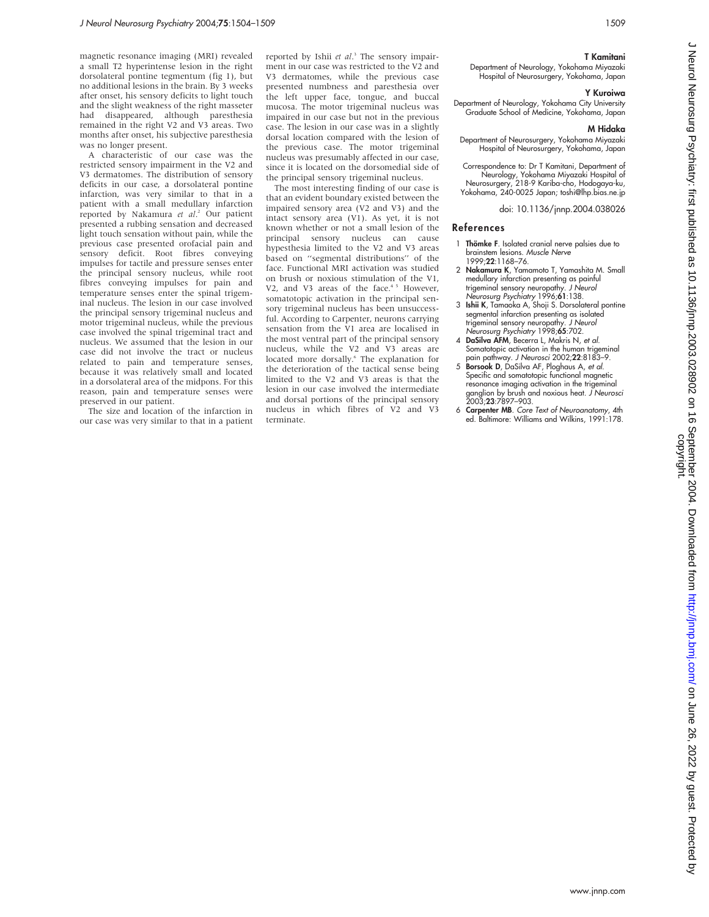magnetic resonance imaging (MRI) revealed a small T2 hyperintense lesion in the right dorsolateral pontine tegmentum (fig 1), but no additional lesions in the brain. By 3 weeks after onset, his sensory deficits to light touch and the slight weakness of the right masseter had disappeared, although paresthesia remained in the right V2 and V3 areas. Two months after onset, his subjective paresthesia was no longer present.

A characteristic of our case was the restricted sensory impairment in the V2 and V3 dermatomes. The distribution of sensory deficits in our case, a dorsolateral pontine infarction, was very similar to that in a patient with a small medullary infarction reported by Nakamura *et al*.[2] Our patient presented a rubbing sensation and decreased light touch sensation without pain, while the previous case presented orofacial pain and sensory deficit. Root fibres conveying impulses for tactile and pressure senses enter the principal sensory nucleus, while root fibres conveying impulses for pain and temperature senses enter the spinal trigeminal nucleus. The lesion in our case involved the principal sensory trigeminal nucleus and motor trigeminal nucleus, while the previous case involved the spinal trigeminal tract and nucleus. We assumed that the lesion in our case did not involve the tract or nucleus related to pain and temperature senses, because it was relatively small and located in a dorsolateral area of the midpons. For this reason, pain and temperature senses were preserved in our patient.

The size and location of the infarction in our case was very similar to that in a patient reported by Ishii *et al*.[3] The sensory impairment in our case was restricted to the V2 and V3 dermatomes, while the previous case presented numbness and paresthesia over the left upper face, tongue, and buccal mucosa. The motor trigeminal nucleus was impaired in our case but not in the previous case. The lesion in our case was in a slightly dorsal location compared with the lesion of the previous case. The motor trigeminal nucleus was presumably affected in our case, since it is located on the dorsomedial side of the principal sensory trigeminal nucleus.

The most interesting finding of our case is that an evident boundary existed between the impaired sensory area (V2 and V3) and the intact sensory area (V1). As yet, it is not known whether or not a small lesion of the principal sensory nucleus can cause hypesthesia limited to the V2 and V3 areas based on "segmental distributions" of the face. Functional MRI activation was studied on brush or noxious stimulation of the V1, V2, and V3 areas of the face.[4,5] However, somatotopic activation in the principal sensory trigeminal nucleus has been unsuccessful. According to Carpenter, neurons carrying sensation from the V1 area are localised in the most ventral part of the principal sensory nucleus, while the V2 and V3 areas are located more dorsally.[6] The explanation for the deterioration of the tactical sense being limited to the V2 and V3 areas is that the lesion in our case involved the intermediate and dorsal portions of the principal sensory nucleus in which fibres of V2 and V3 terminate.

**T Kamitani**
Department of Neurology, Yokohama Miyazaki Hospital of Neurosurgery, Yokohama, Japan

**Y Kuroiwa**
Department of Neurology, Yokohama City University Graduate School of Medicine, Yokohama, Japan

**M Hidaka**
Department of Neurosurgery, Yokohama Miyazaki Hospital of Neurosurgery, Yokohama, Japan

Correspondence to: Dr T Kamitani, Department of Neurology, Yokohama Miyazaki Hospital of Neurosurgery, 218-9 Kariba-cho, Hodogaya-ku, Yokohama, 240-0025 Japan; toshi@lhp.bias.ne.jp

doi: 10.1136/jnnp.2004.038026

## References

1. **Thömke F**. Isolated cranial nerve palsies due to brainstem lesions. *Muscle Nerve* 1999;**22**:1168–76.
2. **Nakamura K**, Yamamoto T, Yamashita M. Small medullary infarction presenting as painful trigeminal sensory neuropathy. *J Neurol Neurosurg Psychiatry* 1996;**61**:138.
3. **Ishii K**, Tamaoka A, Shoji S. Dorsolateral pontine segmental infarction presenting as isolated trigeminal sensory neuropathy. *J Neurol Neurosurg Psychiatry* 1998;**65**:702.
4. **DaSilva AFM**, Becerra L, Makris N, *et al*. Somatotopic activation in the human trigeminal pain pathway. *J Neurosci* 2002;**22**:8183–9.
5. **Borsook D**, DaSilva AF, Ploghaus A, *et al*. Specific and somatotopic functional magnetic resonance imaging activation in the trigeminal ganglion by brush and noxious heat. *J Neurosci* 2003;**23**:7897–903.
6. **Carpenter MB**. *Core Text of Neuroanatomy*, 4th ed. Baltimore: Williams and Wilkins, 1991:178.